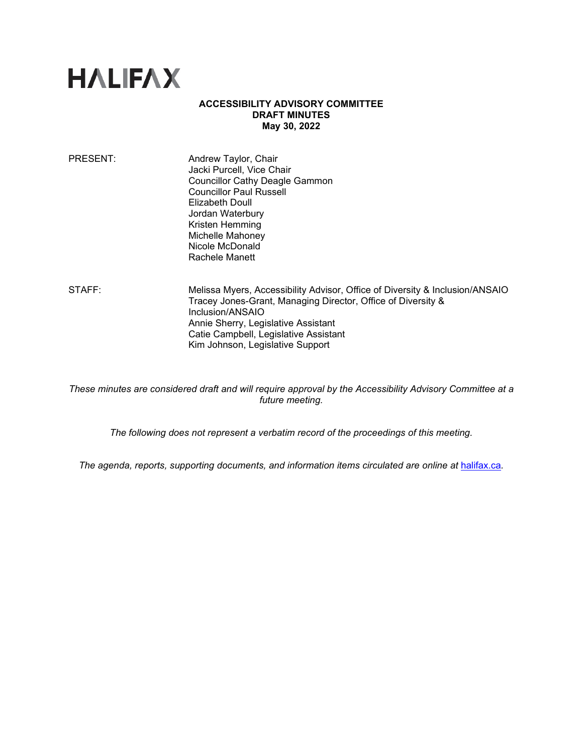# HALIFAX

**ACCESSIBILITY ADVISORY COMMITTEE**
**DRAFT MINUTES**
**May 30, 2022**

PRESENT: Andrew Taylor, Chair
Jacki Purcell, Vice Chair
Councillor Cathy Deagle Gammon
Councillor Paul Russell
Elizabeth Doull
Jordan Waterbury
Kristen Hemming
Michelle Mahoney
Nicole McDonald
Rachele Manett

STAFF: Melissa Myers, Accessibility Advisor, Office of Diversity & Inclusion/ANSAIO
Tracey Jones-Grant, Managing Director, Office of Diversity & Inclusion/ANSAIO
Annie Sherry, Legislative Assistant
Catie Campbell, Legislative Assistant
Kim Johnson, Legislative Support

*These minutes are considered draft and will require approval by the Accessibility Advisory Committee at a future meeting.*

*The following does not represent a verbatim record of the proceedings of this meeting.*

*The agenda, reports, supporting documents, and information items circulated are online at* [halifax.ca](halifax.ca)*.*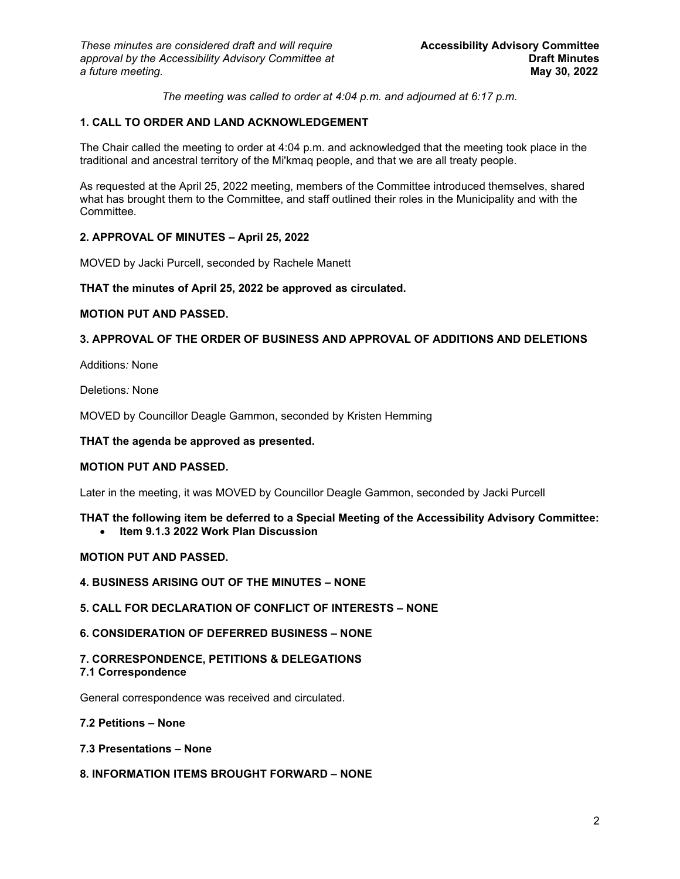*These minutes are considered draft and will require approval by the Accessibility Advisory Committee at a future meeting.*

**Accessibility Advisory Committee**
**Draft Minutes**
**May 30, 2022**

*The meeting was called to order at 4:04 p.m. and adjourned at 6:17 p.m.*

**1. CALL TO ORDER AND LAND ACKNOWLEDGEMENT**

The Chair called the meeting to order at 4:04 p.m. and acknowledged that the meeting took place in the traditional and ancestral territory of the Mi'kmaq people, and that we are all treaty people.

As requested at the April 25, 2022 meeting, members of the Committee introduced themselves, shared what has brought them to the Committee, and staff outlined their roles in the Municipality and with the Committee.

**2. APPROVAL OF MINUTES – April 25, 2022**

MOVED by Jacki Purcell, seconded by Rachele Manett

**THAT the minutes of April 25, 2022 be approved as circulated.**

**MOTION PUT AND PASSED.**

**3. APPROVAL OF THE ORDER OF BUSINESS AND APPROVAL OF ADDITIONS AND DELETIONS**

Additions*:* None

Deletions*:* None

MOVED by Councillor Deagle Gammon, seconded by Kristen Hemming

**THAT the agenda be approved as presented.**

**MOTION PUT AND PASSED.**

Later in the meeting, it was MOVED by Councillor Deagle Gammon, seconded by Jacki Purcell

**THAT the following item be deferred to a Special Meeting of the Accessibility Advisory Committee:**

- **Item 9.1.3 2022 Work Plan Discussion**

**MOTION PUT AND PASSED.**

**4. BUSINESS ARISING OUT OF THE MINUTES – NONE**

**5. CALL FOR DECLARATION OF CONFLICT OF INTERESTS – NONE**

**6. CONSIDERATION OF DEFERRED BUSINESS – NONE**

**7. CORRESPONDENCE, PETITIONS & DELEGATIONS**

**7.1 Correspondence**

General correspondence was received and circulated.

**7.2 Petitions – None**

**7.3 Presentations – None**

**8. INFORMATION ITEMS BROUGHT FORWARD – NONE**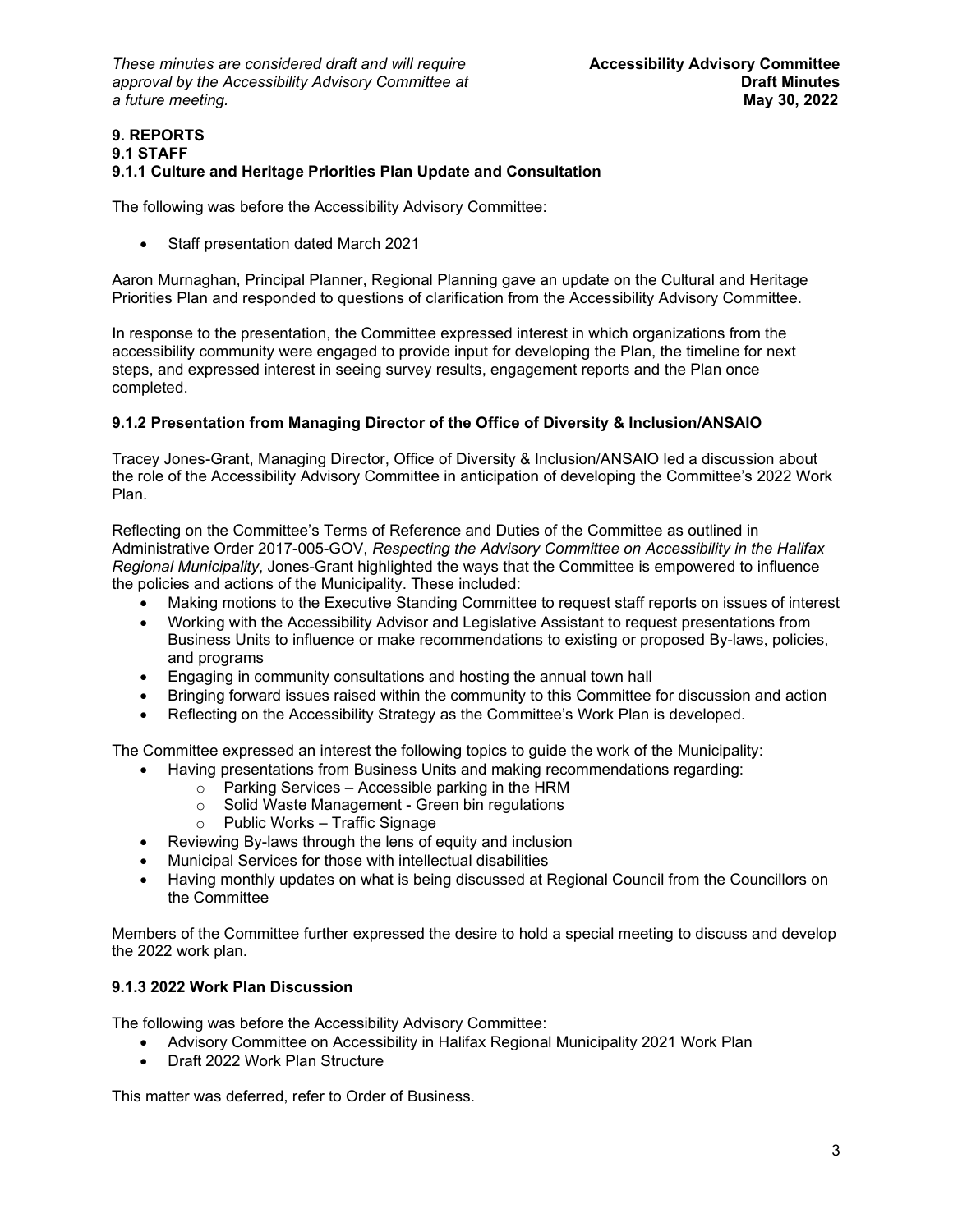## 9. REPORTS

### 9.1 STAFF

#### 9.1.1 Culture and Heritage Priorities Plan Update and Consultation

The following was before the Accessibility Advisory Committee:

- Staff presentation dated March 2021

Aaron Murnaghan, Principal Planner, Regional Planning gave an update on the Cultural and Heritage Priorities Plan and responded to questions of clarification from the Accessibility Advisory Committee.

In response to the presentation, the Committee expressed interest in which organizations from the accessibility community were engaged to provide input for developing the Plan, the timeline for next steps, and expressed interest in seeing survey results, engagement reports and the Plan once completed.

#### 9.1.2 Presentation from Managing Director of the Office of Diversity & Inclusion/ANSAIO

Tracey Jones-Grant, Managing Director, Office of Diversity & Inclusion/ANSAIO led a discussion about the role of the Accessibility Advisory Committee in anticipation of developing the Committee's 2022 Work Plan.

Reflecting on the Committee's Terms of Reference and Duties of the Committee as outlined in Administrative Order 2017-005-GOV, *Respecting the Advisory Committee on Accessibility in the Halifax Regional Municipality*, Jones-Grant highlighted the ways that the Committee is empowered to influence the policies and actions of the Municipality. These included:

- Making motions to the Executive Standing Committee to request staff reports on issues of interest
- Working with the Accessibility Advisor and Legislative Assistant to request presentations from Business Units to influence or make recommendations to existing or proposed By-laws, policies, and programs
- Engaging in community consultations and hosting the annual town hall
- Bringing forward issues raised within the community to this Committee for discussion and action
- Reflecting on the Accessibility Strategy as the Committee's Work Plan is developed.

The Committee expressed an interest the following topics to guide the work of the Municipality:

- Having presentations from Business Units and making recommendations regarding:
  - Parking Services – Accessible parking in the HRM
  - Solid Waste Management - Green bin regulations
  - Public Works – Traffic Signage
- Reviewing By-laws through the lens of equity and inclusion
- Municipal Services for those with intellectual disabilities
- Having monthly updates on what is being discussed at Regional Council from the Councillors on the Committee

Members of the Committee further expressed the desire to hold a special meeting to discuss and develop the 2022 work plan.

#### 9.1.3 2022 Work Plan Discussion

The following was before the Accessibility Advisory Committee:

- Advisory Committee on Accessibility in Halifax Regional Municipality 2021 Work Plan
- Draft 2022 Work Plan Structure

This matter was deferred, refer to Order of Business.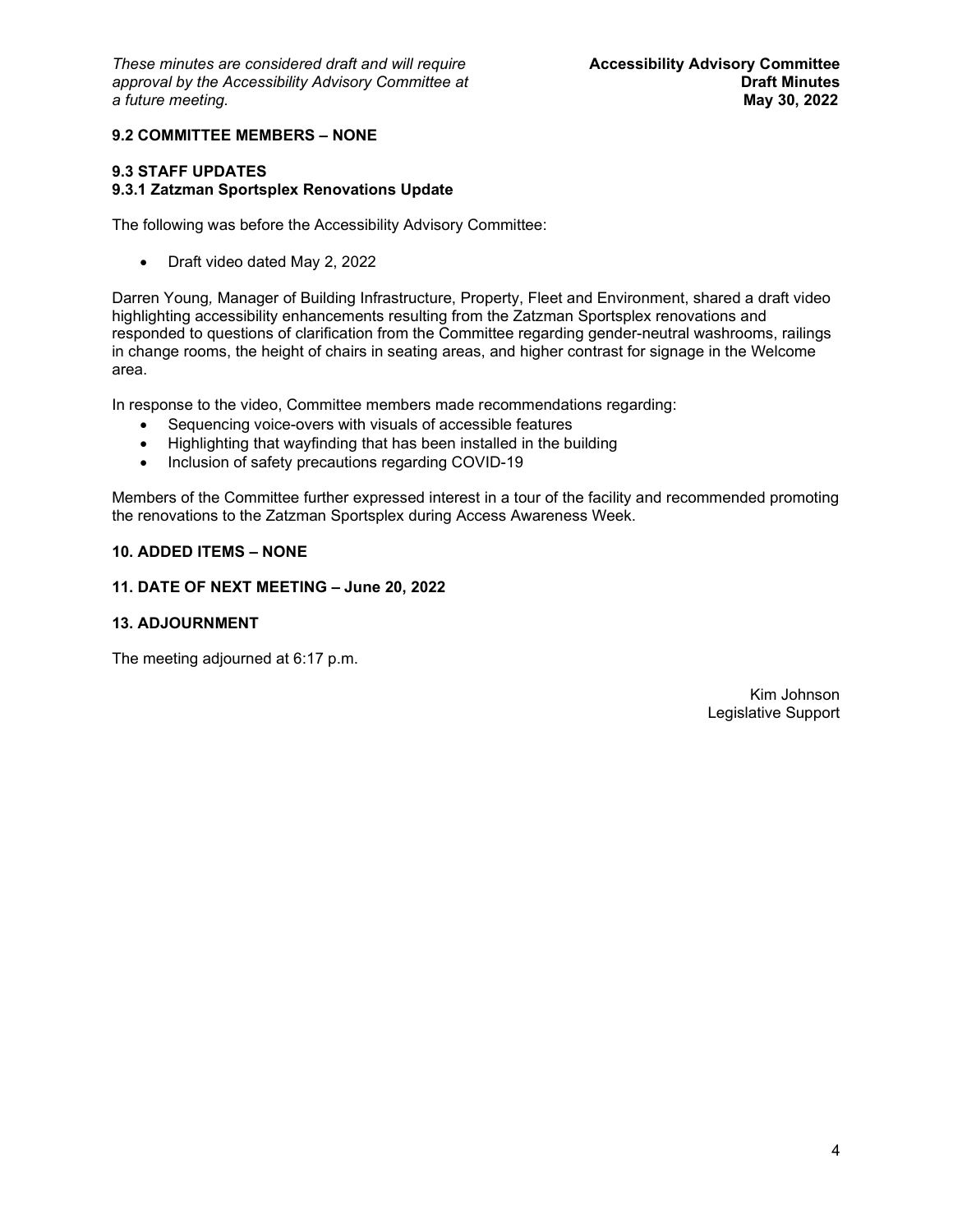**9.2 COMMITTEE MEMBERS – NONE**

**9.3 STAFF UPDATES**
**9.3.1 Zatzman Sportsplex Renovations Update**

The following was before the Accessibility Advisory Committee:

- Draft video dated May 2, 2022

Darren Young*,* Manager of Building Infrastructure, Property, Fleet and Environment, shared a draft video highlighting accessibility enhancements resulting from the Zatzman Sportsplex renovations and responded to questions of clarification from the Committee regarding gender-neutral washrooms, railings in change rooms, the height of chairs in seating areas, and higher contrast for signage in the Welcome area.

In response to the video, Committee members made recommendations regarding:

- Sequencing voice-overs with visuals of accessible features
- Highlighting that wayfinding that has been installed in the building
- Inclusion of safety precautions regarding COVID-19

Members of the Committee further expressed interest in a tour of the facility and recommended promoting the renovations to the Zatzman Sportsplex during Access Awareness Week.

**10. ADDED ITEMS – NONE**

**11. DATE OF NEXT MEETING – June 20, 2022**

**13. ADJOURNMENT**

The meeting adjourned at 6:17 p.m.

Kim Johnson
Legislative Support